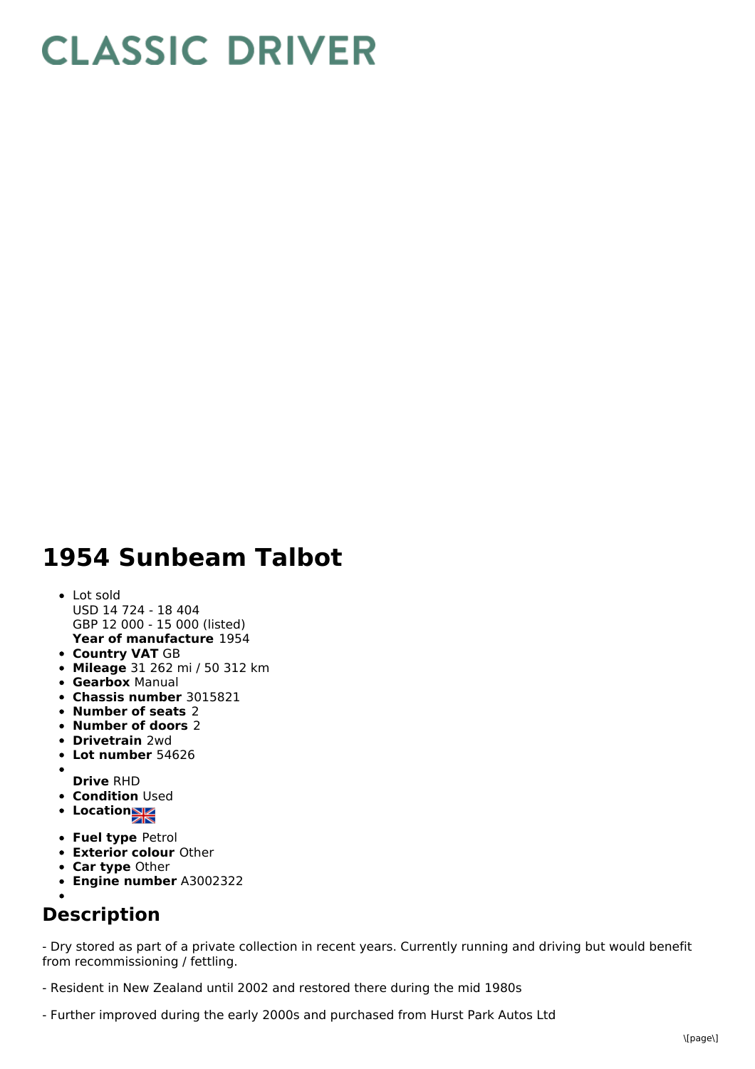# CLASSIC DRIVER

# 1954 Sunbeam Talbot

- Lot sold
  USD 14 724 - 18 404
  GBP 12 000 - 15 000 (listed)
  **Year of manufacture** 1954
- **Country VAT** GB
- **Mileage** 31 262 mi / 50 312 km
- **Gearbox** Manual
- **Chassis number** 3015821
- **Number of seats** 2
- **Number of doors** 2
- **Drivetrain** 2wd
- **Lot number** 54626
- **Drive** RHD
- **Condition** Used
- **Location**
- **Fuel type** Petrol
- **Exterior colour** Other
- **Car type** Other
- **Engine number** A3002322

## Description

- Dry stored as part of a private collection in recent years. Currently running and driving but would benefit from recommissioning / fettling.

- Resident in New Zealand until 2002 and restored there during the mid 1980s

- Further improved during the early 2000s and purchased from Hurst Park Autos Ltd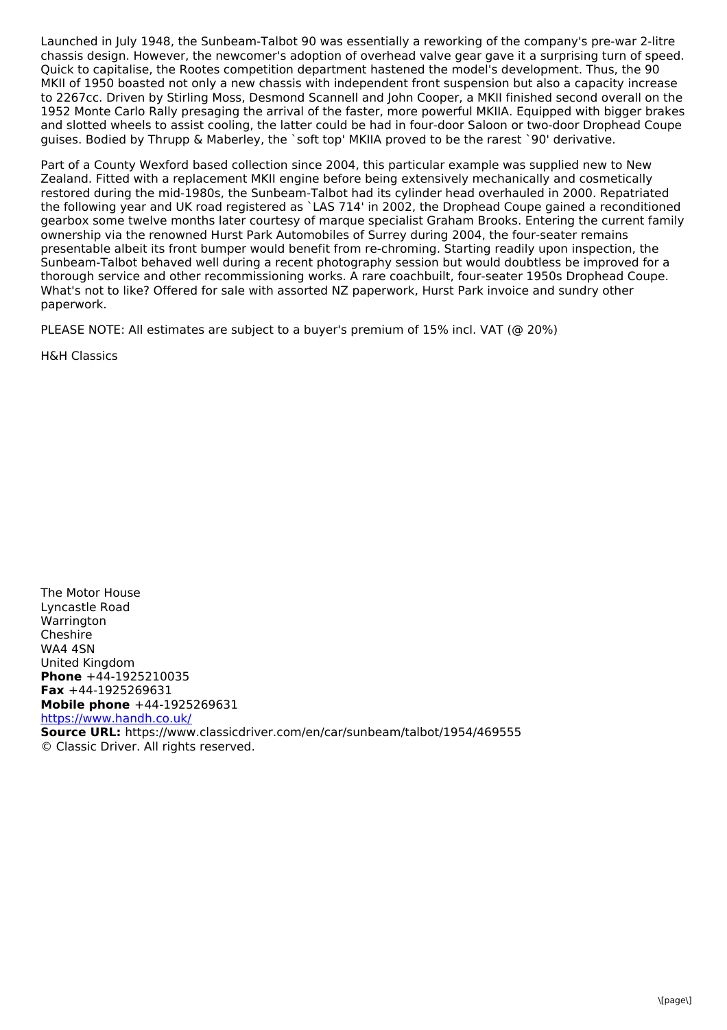Launched in July 1948, the Sunbeam-Talbot 90 was essentially a reworking of the company's pre-war 2-litre chassis design. However, the newcomer's adoption of overhead valve gear gave it a surprising turn of speed. Quick to capitalise, the Rootes competition department hastened the model's development. Thus, the 90 MKII of 1950 boasted not only a new chassis with independent front suspension but also a capacity increase to 2267cc. Driven by Stirling Moss, Desmond Scannell and John Cooper, a MKII finished second overall on the 1952 Monte Carlo Rally presaging the arrival of the faster, more powerful MKIIA. Equipped with bigger brakes and slotted wheels to assist cooling, the latter could be had in four-door Saloon or two-door Drophead Coupe guises. Bodied by Thrupp & Maberley, the `soft top' MKIIA proved to be the rarest `90' derivative.

Part of a County Wexford based collection since 2004, this particular example was supplied new to New Zealand. Fitted with a replacement MKII engine before being extensively mechanically and cosmetically restored during the mid-1980s, the Sunbeam-Talbot had its cylinder head overhauled in 2000. Repatriated the following year and UK road registered as `LAS 714' in 2002, the Drophead Coupe gained a reconditioned gearbox some twelve months later courtesy of marque specialist Graham Brooks. Entering the current family ownership via the renowned Hurst Park Automobiles of Surrey during 2004, the four-seater remains presentable albeit its front bumper would benefit from re-chroming. Starting readily upon inspection, the Sunbeam-Talbot behaved well during a recent photography session but would doubtless be improved for a thorough service and other recommissioning works. A rare coachbuilt, four-seater 1950s Drophead Coupe. What's not to like? Offered for sale with assorted NZ paperwork, Hurst Park invoice and sundry other paperwork.

PLEASE NOTE: All estimates are subject to a buyer's premium of 15% incl. VAT (@ 20%)

H&H Classics

The Motor House
Lyncastle Road
Warrington
Cheshire
WA4 4SN
United Kingdom
**Phone** +44-1925210035
**Fax** +44-1925269631
**Mobile phone** +44-1925269631
[https://www.handh.co.uk/](https://www.handh.co.uk/)
**Source URL:** https://www.classicdriver.com/en/car/sunbeam/talbot/1954/469555
© Classic Driver. All rights reserved.